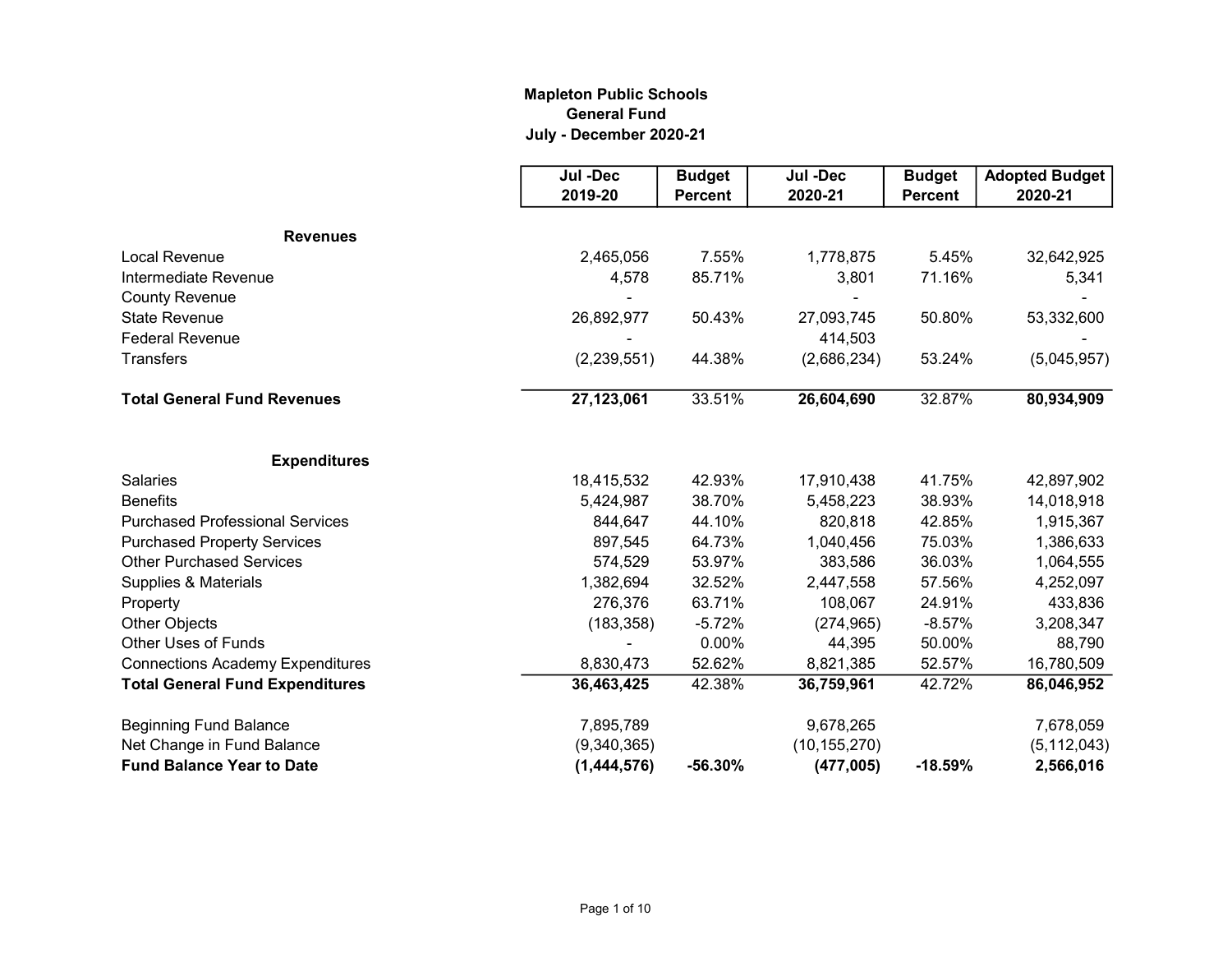**Mapleton Public Schools**
**General Fund**
**July - December 2020-21**

| | Jul -Dec 2019-20 | Budget Percent | Jul -Dec 2020-21 | Budget Percent | Adopted Budget 2020-21 |
|---|---|---|---|---|---|
| **Revenues** | | | | | |
| Local Revenue | 2,465,056 | 7.55% | 1,778,875 | 5.45% | 32,642,925 |
| Intermediate Revenue | 4,578 | 85.71% | 3,801 | 71.16% | 5,341 |
| County Revenue | - | | - | | - |
| State Revenue | 26,892,977 | 50.43% | 27,093,745 | 50.80% | 53,332,600 |
| Federal Revenue | - | | 414,503 | | - |
| Transfers | (2,239,551) | 44.38% | (2,686,234) | 53.24% | (5,045,957) |
| **Total General Fund Revenues** | **27,123,061** | 33.51% | **26,604,690** | 32.87% | **80,934,909** |
| **Expenditures** | | | | | |
| Salaries | 18,415,532 | 42.93% | 17,910,438 | 41.75% | 42,897,902 |
| Benefits | 5,424,987 | 38.70% | 5,458,223 | 38.93% | 14,018,918 |
| Purchased Professional Services | 844,647 | 44.10% | 820,818 | 42.85% | 1,915,367 |
| Purchased Property Services | 897,545 | 64.73% | 1,040,456 | 75.03% | 1,386,633 |
| Other Purchased Services | 574,529 | 53.97% | 383,586 | 36.03% | 1,064,555 |
| Supplies & Materials | 1,382,694 | 32.52% | 2,447,558 | 57.56% | 4,252,097 |
| Property | 276,376 | 63.71% | 108,067 | 24.91% | 433,836 |
| Other Objects | (183,358) | -5.72% | (274,965) | -8.57% | 3,208,347 |
| Other Uses of Funds | - | 0.00% | 44,395 | 50.00% | 88,790 |
| Connections Academy Expenditures | 8,830,473 | 52.62% | 8,821,385 | 52.57% | 16,780,509 |
| **Total General Fund Expenditures** | **36,463,425** | 42.38% | **36,759,961** | 42.72% | **86,046,952** |
| Beginning Fund Balance | 7,895,789 | | 9,678,265 | | 7,678,059 |
| Net Change in Fund Balance | (9,340,365) | | (10,155,270) | | (5,112,043) |
| **Fund Balance Year to Date** | **(1,444,576)** | **-56.30%** | **(477,005)** | **-18.59%** | **2,566,016** |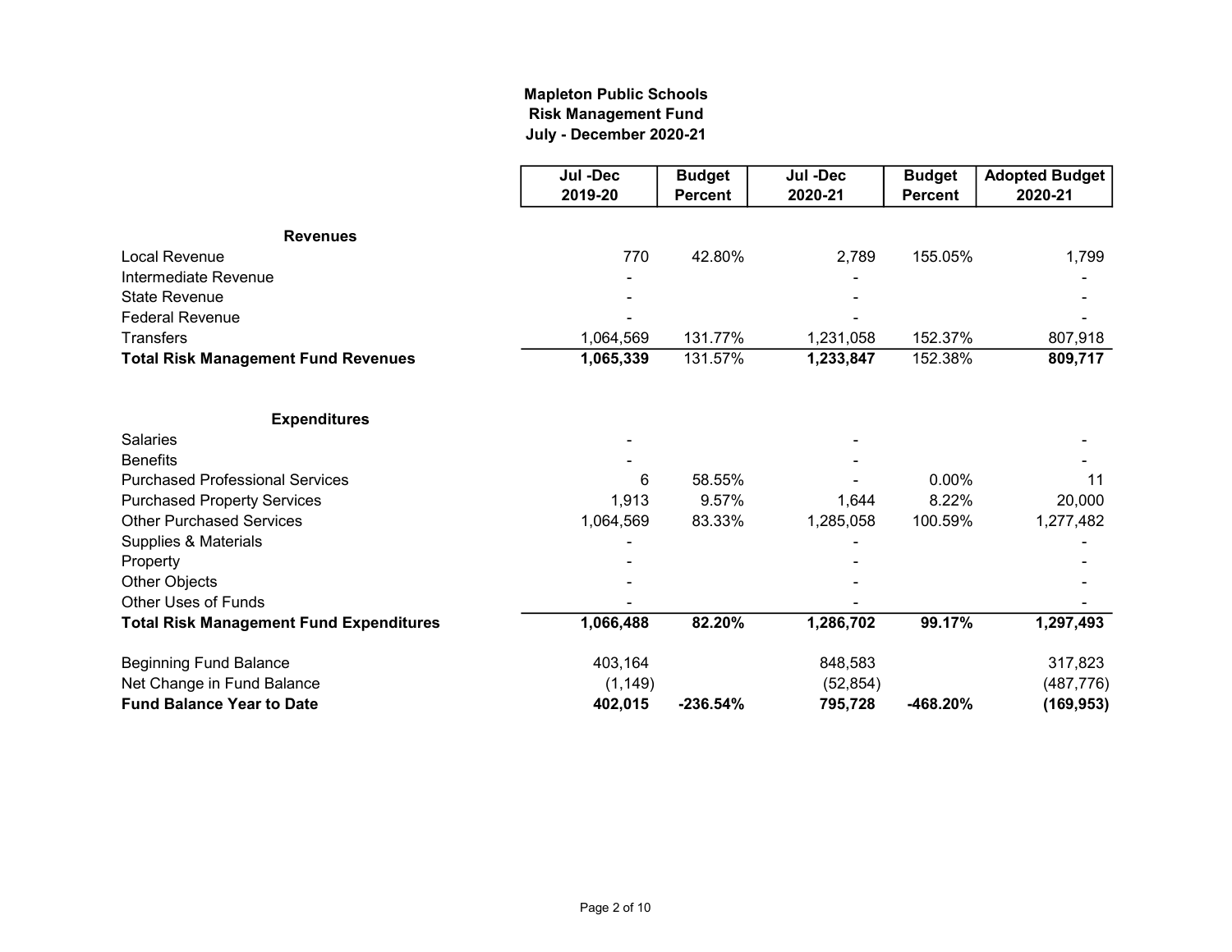**Mapleton Public Schools**
**Risk Management Fund**
**July - December 2020-21**

| | Jul -Dec 2019-20 | Budget Percent | Jul -Dec 2020-21 | Budget Percent | Adopted Budget 2020-21 |
|---|---|---|---|---|---|
| **Revenues** | | | | | |
| Local Revenue | 770 | 42.80% | 2,789 | 155.05% | 1,799 |
| Intermediate Revenue | - | | - | | - |
| State Revenue | - | | - | | - |
| Federal Revenue | - | | - | | - |
| Transfers | 1,064,569 | 131.77% | 1,231,058 | 152.37% | 807,918 |
| **Total Risk Management Fund Revenues** | **1,065,339** | 131.57% | **1,233,847** | 152.38% | **809,717** |
| **Expenditures** | | | | | |
| Salaries | - | | - | | - |
| Benefits | - | | - | | - |
| Purchased Professional Services | 6 | 58.55% | - | 0.00% | 11 |
| Purchased Property Services | 1,913 | 9.57% | 1,644 | 8.22% | 20,000 |
| Other Purchased Services | 1,064,569 | 83.33% | 1,285,058 | 100.59% | 1,277,482 |
| Supplies & Materials | - | | - | | - |
| Property | - | | - | | - |
| Other Objects | - | | - | | - |
| Other Uses of Funds | - | | - | | - |
| **Total Risk Management Fund Expenditures** | **1,066,488** | **82.20%** | **1,286,702** | **99.17%** | **1,297,493** |
| Beginning Fund Balance | 403,164 | | 848,583 | | 317,823 |
| Net Change in Fund Balance | (1,149) | | (52,854) | | (487,776) |
| **Fund Balance Year to Date** | **402,015** | **-236.54%** | **795,728** | **-468.20%** | **(169,953)** |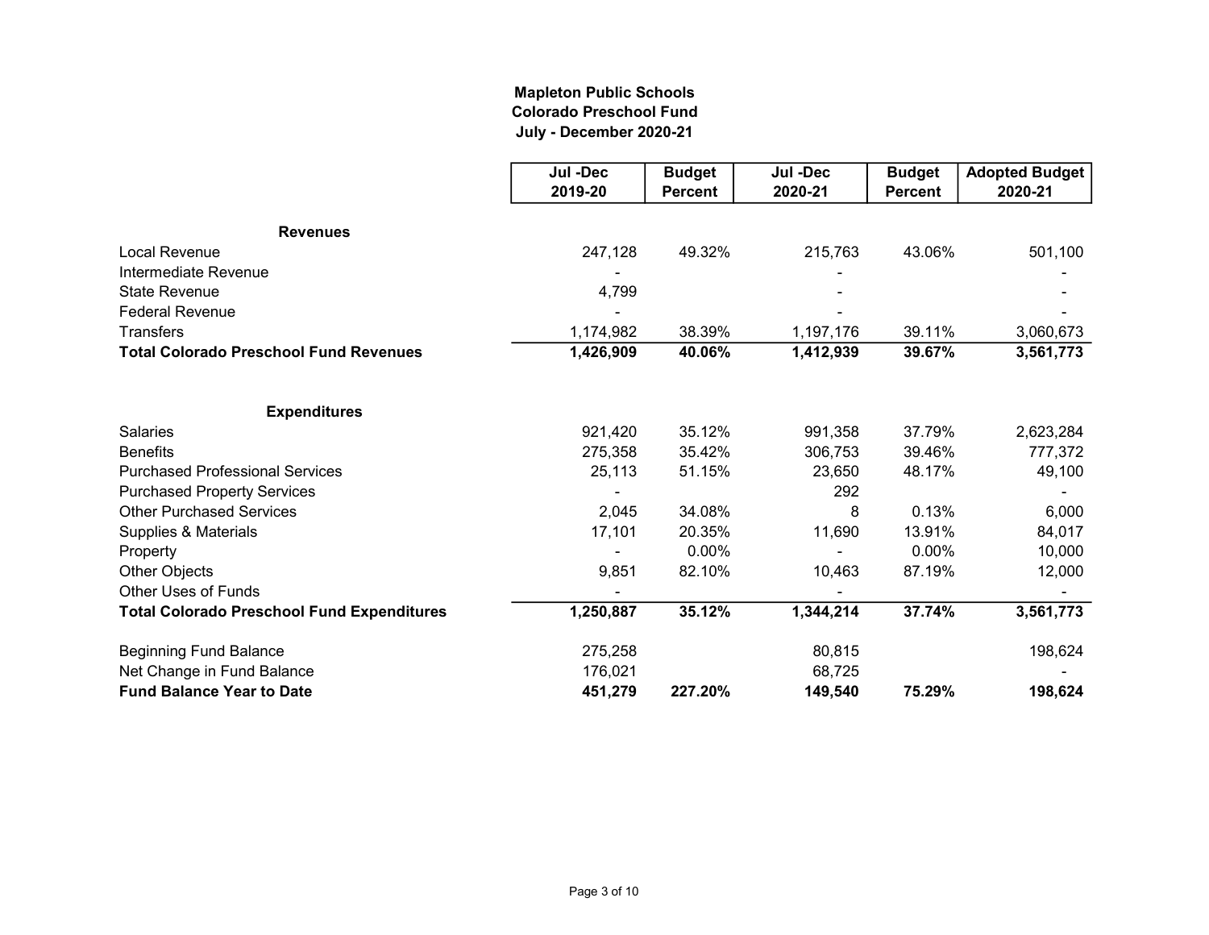**Mapleton Public Schools**
**Colorado Preschool Fund**
**July - December 2020-21**

| | Jul -Dec 2019-20 | Budget Percent | Jul -Dec 2020-21 | Budget Percent | Adopted Budget 2020-21 |
|---|---|---|---|---|---|
| **Revenues** | | | | | |
| Local Revenue | 247,128 | 49.32% | 215,763 | 43.06% | 501,100 |
| Intermediate Revenue | - | | - | | - |
| State Revenue | 4,799 | | - | | - |
| Federal Revenue | - | | - | | - |
| Transfers | 1,174,982 | 38.39% | 1,197,176 | 39.11% | 3,060,673 |
| **Total Colorado Preschool Fund Revenues** | **1,426,909** | **40.06%** | **1,412,939** | **39.67%** | **3,561,773** |
| | | | | | |
| **Expenditures** | | | | | |
| Salaries | 921,420 | 35.12% | 991,358 | 37.79% | 2,623,284 |
| Benefits | 275,358 | 35.42% | 306,753 | 39.46% | 777,372 |
| Purchased Professional Services | 25,113 | 51.15% | 23,650 | 48.17% | 49,100 |
| Purchased Property Services | - | | 292 | | - |
| Other Purchased Services | 2,045 | 34.08% | 8 | 0.13% | 6,000 |
| Supplies & Materials | 17,101 | 20.35% | 11,690 | 13.91% | 84,017 |
| Property | - | 0.00% | - | 0.00% | 10,000 |
| Other Objects | 9,851 | 82.10% | 10,463 | 87.19% | 12,000 |
| Other Uses of Funds | - | | - | | - |
| **Total Colorado Preschool Fund Expenditures** | **1,250,887** | **35.12%** | **1,344,214** | **37.74%** | **3,561,773** |
| | | | | | |
| Beginning Fund Balance | 275,258 | | 80,815 | | 198,624 |
| Net Change in Fund Balance | 176,021 | | 68,725 | | - |
| **Fund Balance Year to Date** | **451,279** | **227.20%** | **149,540** | **75.29%** | **198,624** |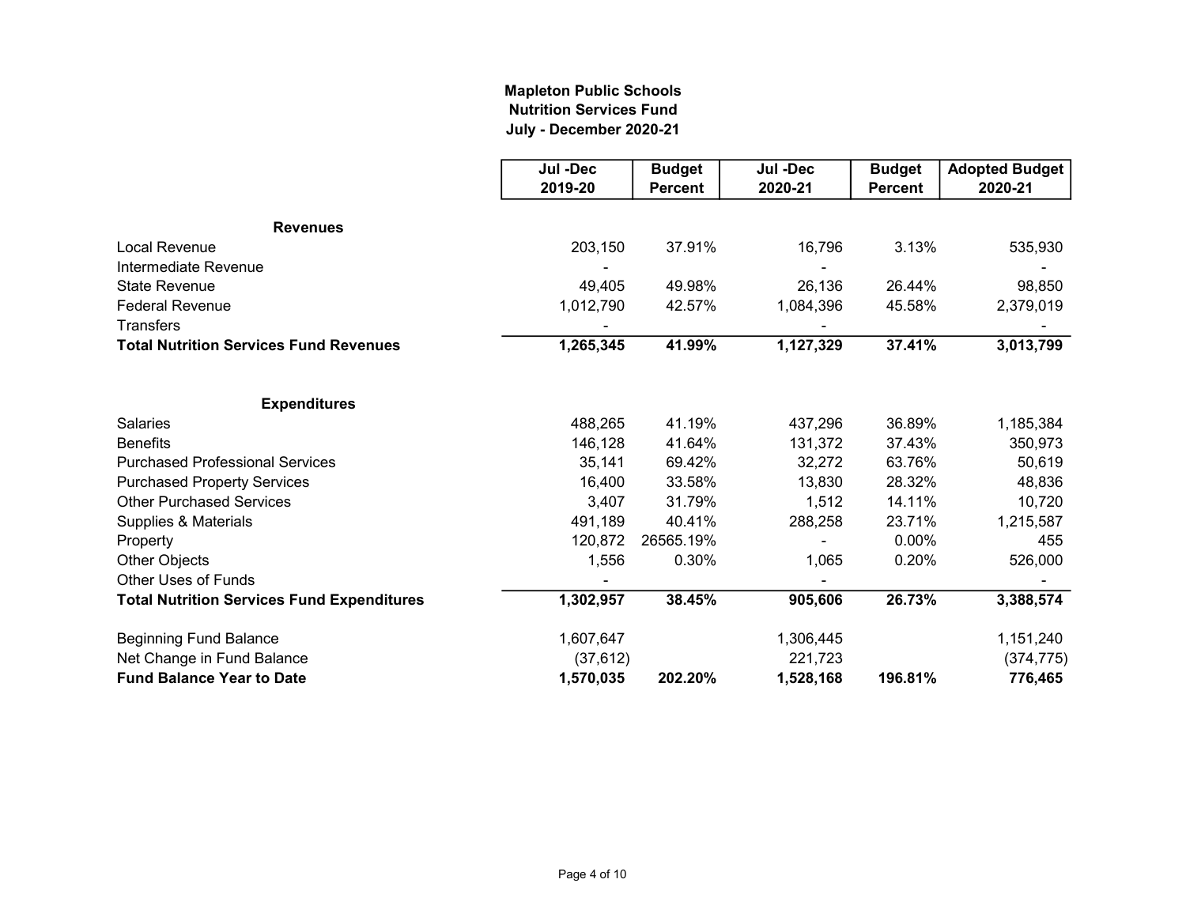**Mapleton Public Schools**
**Nutrition Services Fund**
**July - December 2020-21**

| | Jul -Dec 2019-20 | Budget Percent | Jul -Dec 2020-21 | Budget Percent | Adopted Budget 2020-21 |
|---|---|---|---|---|---|
| **Revenues** | | | | | |
| Local Revenue | 203,150 | 37.91% | 16,796 | 3.13% | 535,930 |
| Intermediate Revenue | - | | - | | - |
| State Revenue | 49,405 | 49.98% | 26,136 | 26.44% | 98,850 |
| Federal Revenue | 1,012,790 | 42.57% | 1,084,396 | 45.58% | 2,379,019 |
| Transfers | - | | - | | - |
| **Total Nutrition Services Fund Revenues** | **1,265,345** | **41.99%** | **1,127,329** | **37.41%** | **3,013,799** |
| | | | | | |
| **Expenditures** | | | | | |
| Salaries | 488,265 | 41.19% | 437,296 | 36.89% | 1,185,384 |
| Benefits | 146,128 | 41.64% | 131,372 | 37.43% | 350,973 |
| Purchased Professional Services | 35,141 | 69.42% | 32,272 | 63.76% | 50,619 |
| Purchased Property Services | 16,400 | 33.58% | 13,830 | 28.32% | 48,836 |
| Other Purchased Services | 3,407 | 31.79% | 1,512 | 14.11% | 10,720 |
| Supplies & Materials | 491,189 | 40.41% | 288,258 | 23.71% | 1,215,587 |
| Property | 120,872 | 26565.19% | - | 0.00% | 455 |
| Other Objects | 1,556 | 0.30% | 1,065 | 0.20% | 526,000 |
| Other Uses of Funds | - | | - | | - |
| **Total Nutrition Services Fund Expenditures** | **1,302,957** | **38.45%** | **905,606** | **26.73%** | **3,388,574** |
| | | | | | |
| Beginning Fund Balance | 1,607,647 | | 1,306,445 | | 1,151,240 |
| Net Change in Fund Balance | (37,612) | | 221,723 | | (374,775) |
| **Fund Balance Year to Date** | **1,570,035** | **202.20%** | **1,528,168** | **196.81%** | **776,465** |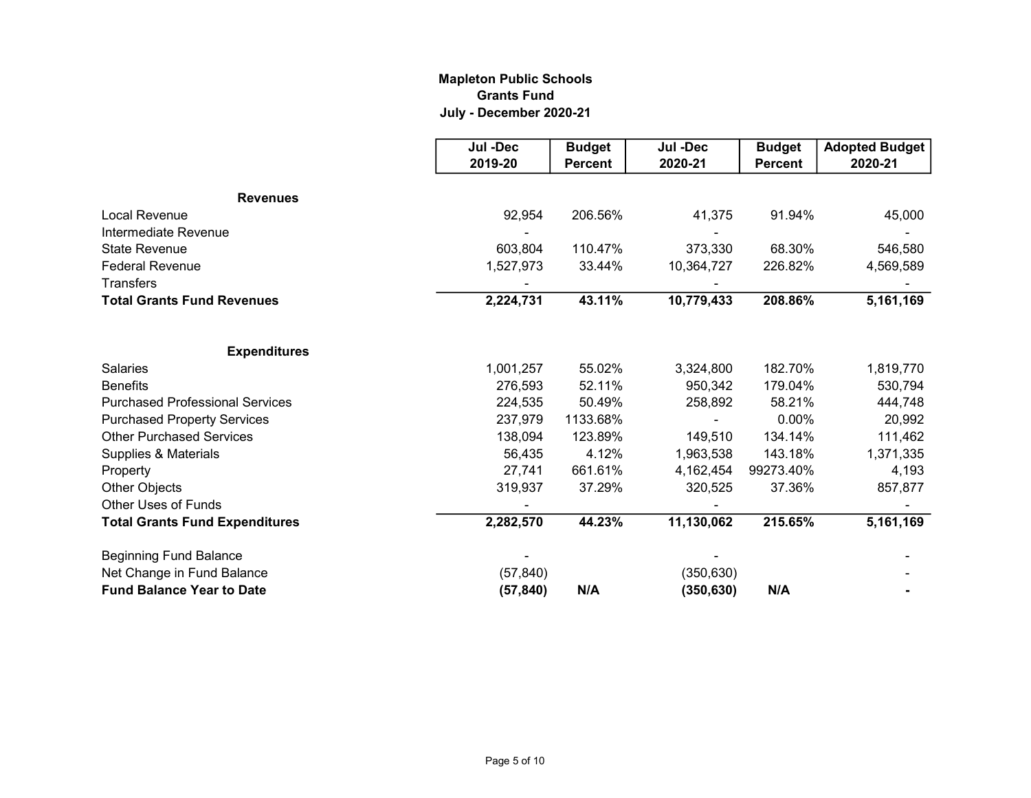**Mapleton Public Schools**
**Grants Fund**
**July - December 2020-21**

| | Jul -Dec 2019-20 | Budget Percent | Jul -Dec 2020-21 | Budget Percent | Adopted Budget 2020-21 |
|---|---|---|---|---|---|
| **Revenues** | | | | | |
| Local Revenue | 92,954 | 206.56% | 41,375 | 91.94% | 45,000 |
| Intermediate Revenue | - | | - | | - |
| State Revenue | 603,804 | 110.47% | 373,330 | 68.30% | 546,580 |
| Federal Revenue | 1,527,973 | 33.44% | 10,364,727 | 226.82% | 4,569,589 |
| Transfers | - | | - | | - |
| **Total Grants Fund Revenues** | **2,224,731** | **43.11%** | **10,779,433** | **208.86%** | **5,161,169** |
| | | | | | |
| **Expenditures** | | | | | |
| Salaries | 1,001,257 | 55.02% | 3,324,800 | 182.70% | 1,819,770 |
| Benefits | 276,593 | 52.11% | 950,342 | 179.04% | 530,794 |
| Purchased Professional Services | 224,535 | 50.49% | 258,892 | 58.21% | 444,748 |
| Purchased Property Services | 237,979 | 1133.68% | - | 0.00% | 20,992 |
| Other Purchased Services | 138,094 | 123.89% | 149,510 | 134.14% | 111,462 |
| Supplies & Materials | 56,435 | 4.12% | 1,963,538 | 143.18% | 1,371,335 |
| Property | 27,741 | 661.61% | 4,162,454 | 99273.40% | 4,193 |
| Other Objects | 319,937 | 37.29% | 320,525 | 37.36% | 857,877 |
| Other Uses of Funds | - | | - | | - |
| **Total Grants Fund Expenditures** | **2,282,570** | **44.23%** | **11,130,062** | **215.65%** | **5,161,169** |
| | | | | | |
| Beginning Fund Balance | - | | - | | - |
| Net Change in Fund Balance | (57,840) | | (350,630) | | - |
| **Fund Balance Year to Date** | **(57,840)** | **N/A** | **(350,630)** | **N/A** | **-** |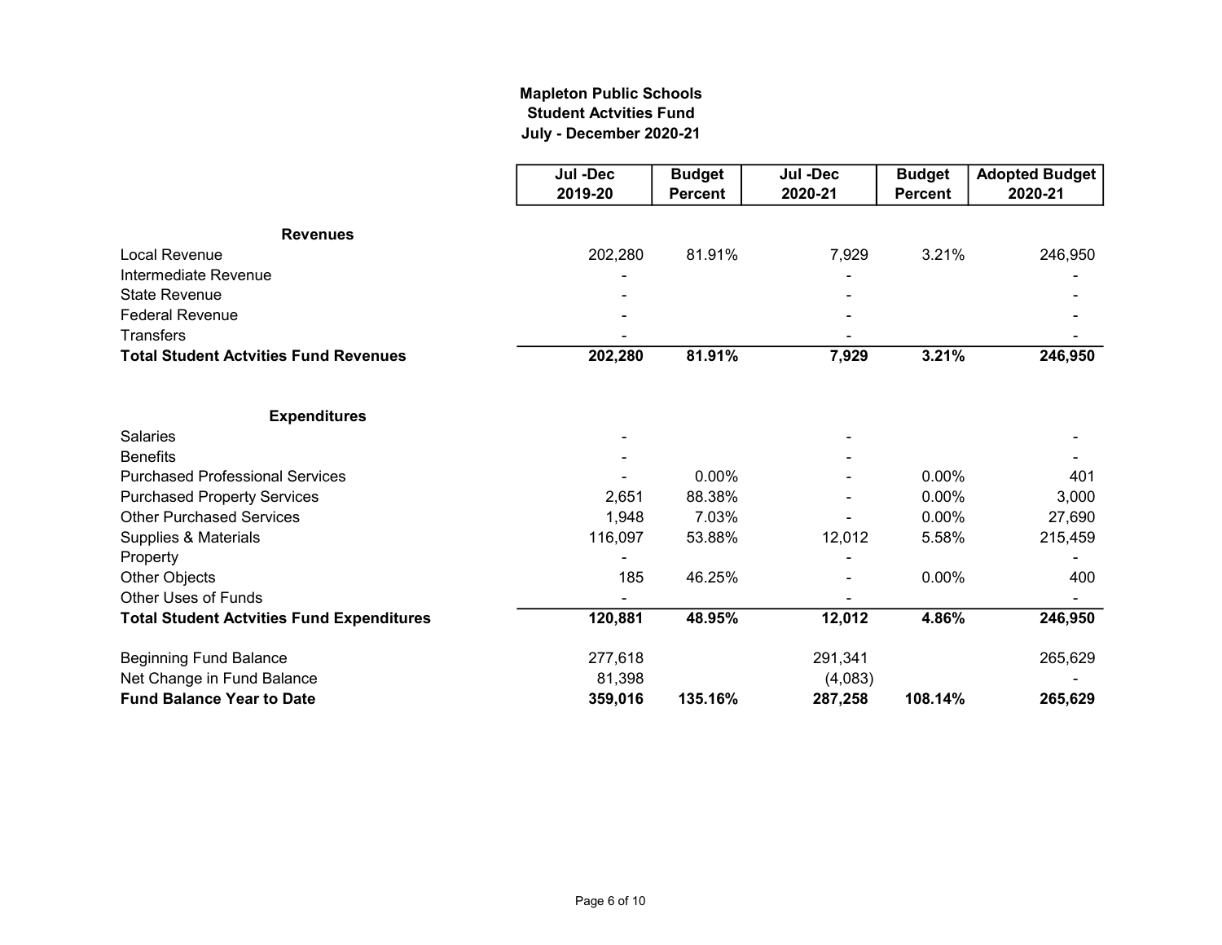**Mapleton Public Schools**
**Student Actvities Fund**
**July - December 2020-21**

| | Jul -Dec 2019-20 | Budget Percent | Jul -Dec 2020-21 | Budget Percent | Adopted Budget 2020-21 |
|---|---|---|---|---|---|
| **Revenues** | | | | | |
| Local Revenue | 202,280 | 81.91% | 7,929 | 3.21% | 246,950 |
| Intermediate Revenue | - | | - | | - |
| State Revenue | - | | - | | - |
| Federal Revenue | - | | - | | - |
| Transfers | - | | - | | - |
| **Total Student Actvities Fund Revenues** | **202,280** | **81.91%** | **7,929** | **3.21%** | **246,950** |
| | | | | | |
| **Expenditures** | | | | | |
| Salaries | - | | - | | - |
| Benefits | - | | - | | - |
| Purchased Professional Services | - | 0.00% | - | 0.00% | 401 |
| Purchased Property Services | 2,651 | 88.38% | - | 0.00% | 3,000 |
| Other Purchased Services | 1,948 | 7.03% | - | 0.00% | 27,690 |
| Supplies & Materials | 116,097 | 53.88% | 12,012 | 5.58% | 215,459 |
| Property | - | | - | | - |
| Other Objects | 185 | 46.25% | - | 0.00% | 400 |
| Other Uses of Funds | - | | - | | - |
| **Total Student Actvities Fund Expenditures** | **120,881** | **48.95%** | **12,012** | **4.86%** | **246,950** |
| | | | | | |
| Beginning Fund Balance | 277,618 | | 291,341 | | 265,629 |
| Net Change in Fund Balance | 81,398 | | (4,083) | | - |
| **Fund Balance Year to Date** | **359,016** | **135.16%** | **287,258** | **108.14%** | **265,629** |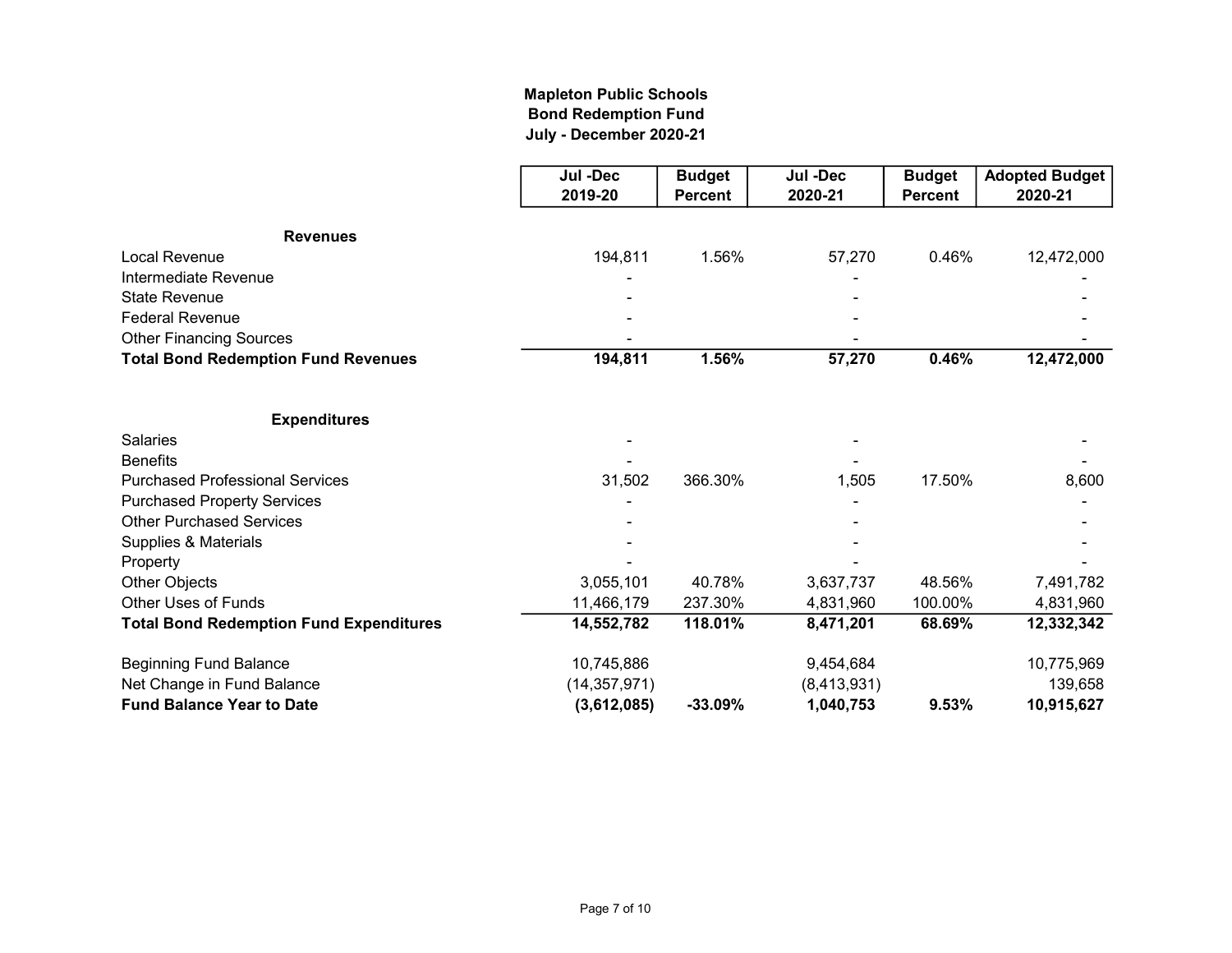**Mapleton Public Schools**
**Bond Redemption Fund**
**July - December 2020-21**

| | Jul -Dec 2019-20 | Budget Percent | Jul -Dec 2020-21 | Budget Percent | Adopted Budget 2020-21 |
|---|---|---|---|---|---|
| **Revenues** | | | | | |
| Local Revenue | 194,811 | 1.56% | 57,270 | 0.46% | 12,472,000 |
| Intermediate Revenue | - | | - | | - |
| State Revenue | - | | - | | - |
| Federal Revenue | - | | - | | - |
| Other Financing Sources | - | | - | | - |
| **Total Bond Redemption Fund Revenues** | **194,811** | **1.56%** | **57,270** | **0.46%** | **12,472,000** |
| **Expenditures** | | | | | |
| Salaries | - | | - | | - |
| Benefits | - | | - | | - |
| Purchased Professional Services | 31,502 | 366.30% | 1,505 | 17.50% | 8,600 |
| Purchased Property Services | - | | - | | - |
| Other Purchased Services | - | | - | | - |
| Supplies & Materials | - | | - | | - |
| Property | - | | - | | - |
| Other Objects | 3,055,101 | 40.78% | 3,637,737 | 48.56% | 7,491,782 |
| Other Uses of Funds | 11,466,179 | 237.30% | 4,831,960 | 100.00% | 4,831,960 |
| **Total Bond Redemption Fund Expenditures** | **14,552,782** | **118.01%** | **8,471,201** | **68.69%** | **12,332,342** |
| Beginning Fund Balance | 10,745,886 | | 9,454,684 | | 10,775,969 |
| Net Change in Fund Balance | (14,357,971) | | (8,413,931) | | 139,658 |
| **Fund Balance Year to Date** | **(3,612,085)** | **-33.09%** | **1,040,753** | **9.53%** | **10,915,627** |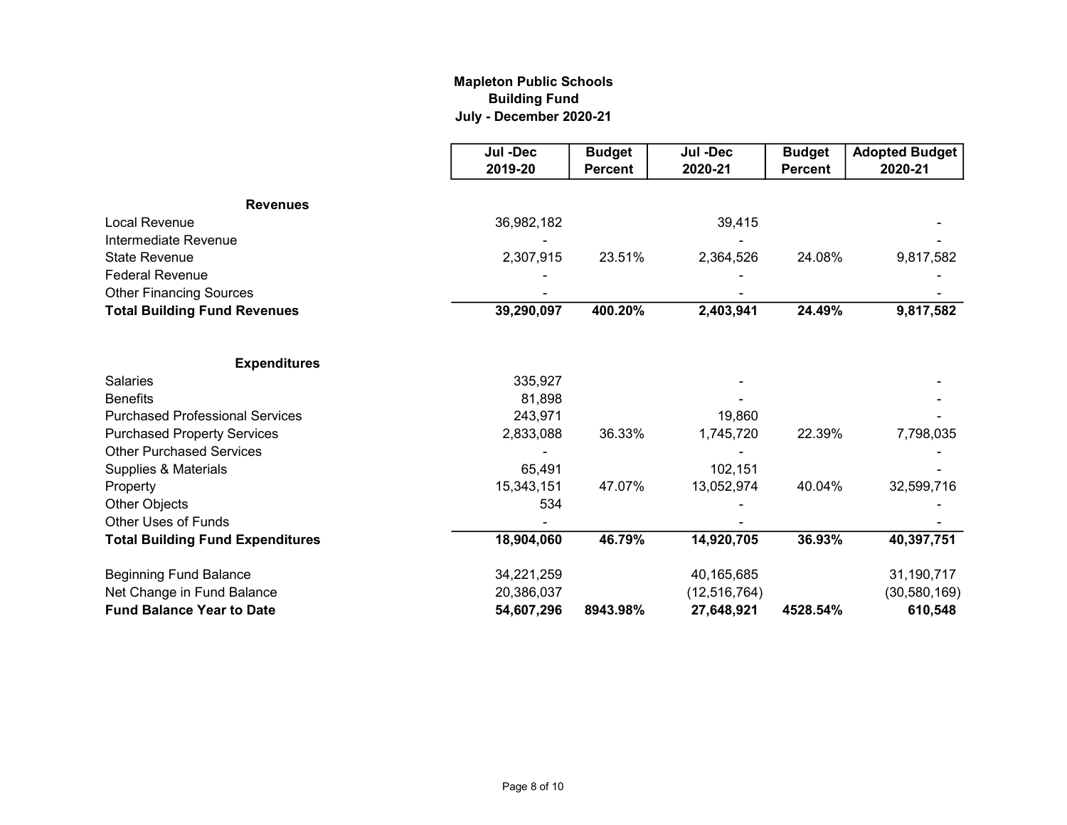**Mapleton Public Schools**
**Building Fund**
**July - December 2020-21**

| | Jul -Dec 2019-20 | Budget Percent | Jul -Dec 2020-21 | Budget Percent | Adopted Budget 2020-21 |
|---|---|---|---|---|---|
| **Revenues** | | | | | |
| Local Revenue | 36,982,182 | | 39,415 | | - |
| Intermediate Revenue | - | | - | | - |
| State Revenue | 2,307,915 | 23.51% | 2,364,526 | 24.08% | 9,817,582 |
| Federal Revenue | - | | - | | - |
| Other Financing Sources | - | | - | | - |
| **Total Building Fund Revenues** | **39,290,097** | **400.20%** | **2,403,941** | **24.49%** | **9,817,582** |
| **Expenditures** | | | | | |
| Salaries | 335,927 | | - | | - |
| Benefits | 81,898 | | - | | - |
| Purchased Professional Services | 243,971 | | 19,860 | | - |
| Purchased Property Services | 2,833,088 | 36.33% | 1,745,720 | 22.39% | 7,798,035 |
| Other Purchased Services | - | | - | | - |
| Supplies & Materials | 65,491 | | 102,151 | | - |
| Property | 15,343,151 | 47.07% | 13,052,974 | 40.04% | 32,599,716 |
| Other Objects | 534 | | - | | - |
| Other Uses of Funds | - | | - | | - |
| **Total Building Fund Expenditures** | **18,904,060** | **46.79%** | **14,920,705** | **36.93%** | **40,397,751** |
| Beginning Fund Balance | 34,221,259 | | 40,165,685 | | 31,190,717 |
| Net Change in Fund Balance | 20,386,037 | | (12,516,764) | | (30,580,169) |
| **Fund Balance Year to Date** | **54,607,296** | **8943.98%** | **27,648,921** | **4528.54%** | **610,548** |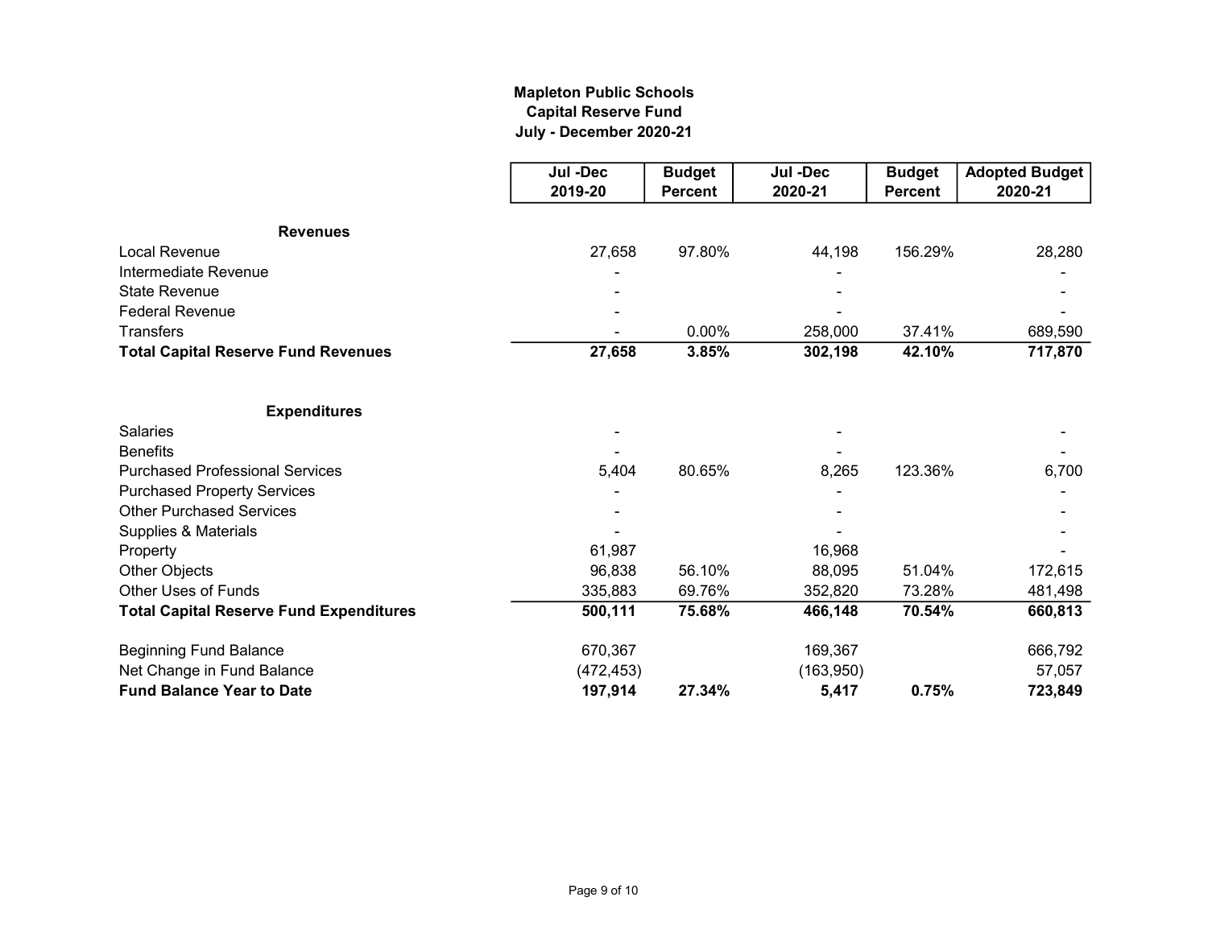# Mapleton Public Schools
## Capital Reserve Fund
### July - December 2020-21

| | Jul -Dec 2019-20 | Budget Percent | Jul -Dec 2020-21 | Budget Percent | Adopted Budget 2020-21 |
|---|---|---|---|---|---|
| **Revenues** | | | | | |
| Local Revenue | 27,658 | 97.80% | 44,198 | 156.29% | 28,280 |
| Intermediate Revenue | - | | - | | - |
| State Revenue | - | | - | | - |
| Federal Revenue | - | | - | | - |
| Transfers | - | 0.00% | 258,000 | 37.41% | 689,590 |
| **Total Capital Reserve Fund Revenues** | **27,658** | **3.85%** | **302,198** | **42.10%** | **717,870** |
| | | | | | |
| **Expenditures** | | | | | |
| Salaries | - | | - | | - |
| Benefits | - | | - | | - |
| Purchased Professional Services | 5,404 | 80.65% | 8,265 | 123.36% | 6,700 |
| Purchased Property Services | - | | - | | - |
| Other Purchased Services | - | | - | | - |
| Supplies & Materials | - | | - | | - |
| Property | 61,987 | | 16,968 | | - |
| Other Objects | 96,838 | 56.10% | 88,095 | 51.04% | 172,615 |
| Other Uses of Funds | 335,883 | 69.76% | 352,820 | 73.28% | 481,498 |
| **Total Capital Reserve Fund Expenditures** | **500,111** | **75.68%** | **466,148** | **70.54%** | **660,813** |
| | | | | | |
| Beginning Fund Balance | 670,367 | | 169,367 | | 666,792 |
| Net Change in Fund Balance | (472,453) | | (163,950) | | 57,057 |
| **Fund Balance Year to Date** | **197,914** | **27.34%** | **5,417** | **0.75%** | **723,849** |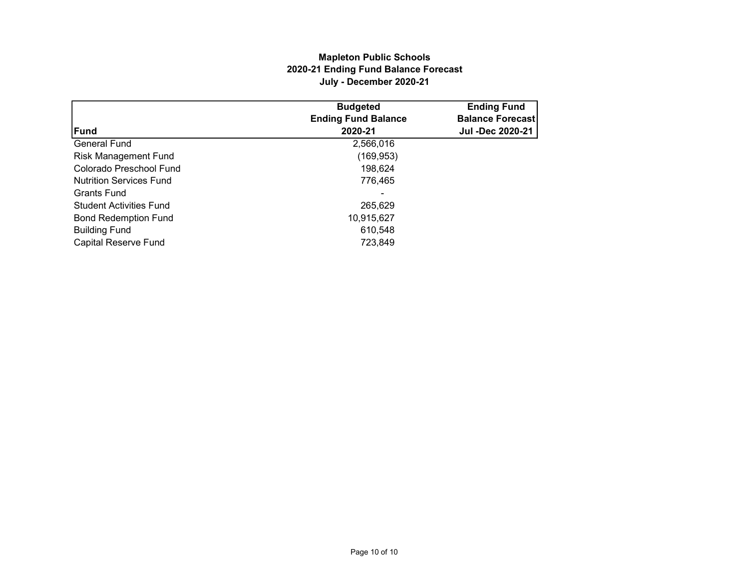**Mapleton Public Schools**
**2020-21 Ending Fund Balance Forecast**
**July - December 2020-21**

| Fund | Budgeted Ending Fund Balance 2020-21 | Ending Fund Balance Forecast Jul -Dec 2020-21 |
|---|---|---|
| General Fund | 2,566,016 | |
| Risk Management Fund | (169,953) | |
| Colorado Preschool Fund | 198,624 | |
| Nutrition Services Fund | 776,465 | |
| Grants Fund | - | |
| Student Activities Fund | 265,629 | |
| Bond Redemption Fund | 10,915,627 | |
| Building Fund | 610,548 | |
| Capital Reserve Fund | 723,849 | |